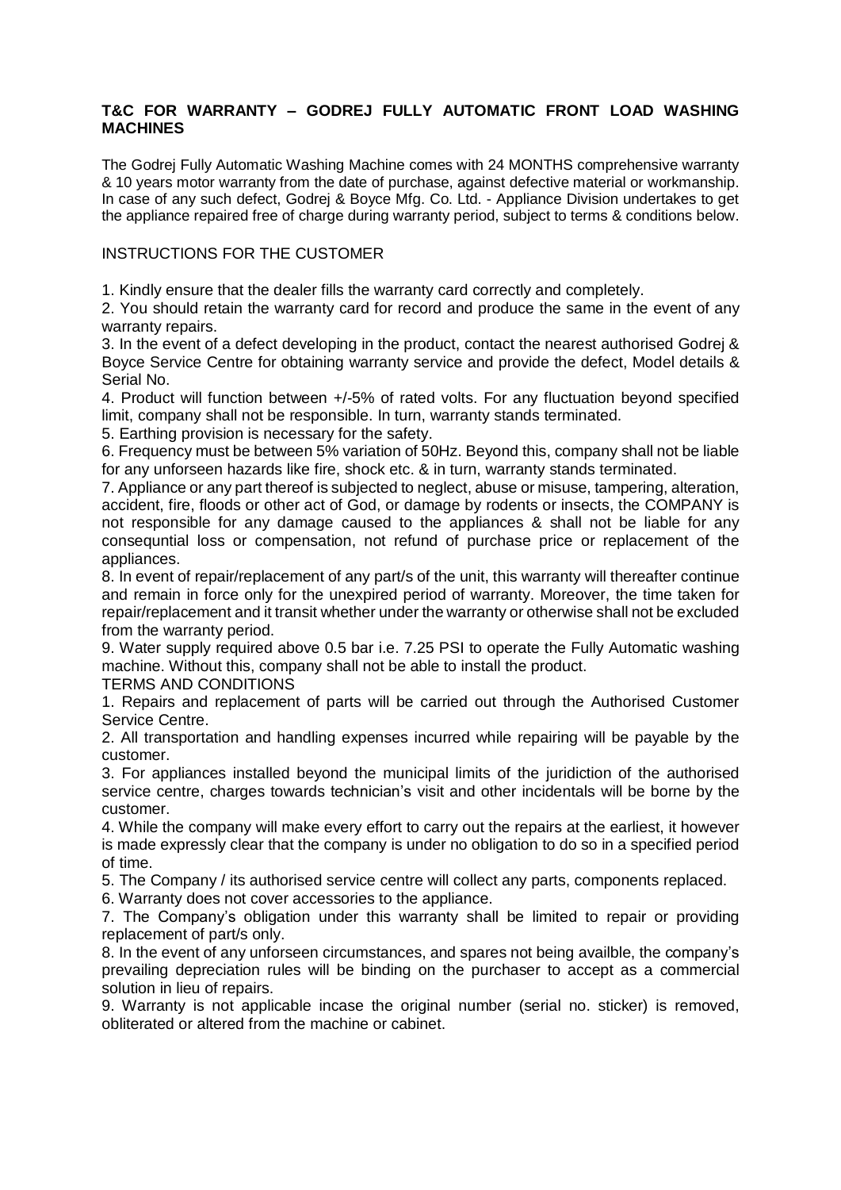## T&C FOR WARRANTY – GODREJ FULLY AUTOMATIC FRONT LOAD WASHING MACHINES

The Godrej Fully Automatic Washing Machine comes with 24 MONTHS comprehensive warranty & 10 years motor warranty from the date of purchase, against defective material or workmanship. In case of any such defect, Godrej & Boyce Mfg. Co. Ltd. - Appliance Division undertakes to get the appliance repaired free of charge during warranty period, subject to terms & conditions below.

INSTRUCTIONS FOR THE CUSTOMER

1. Kindly ensure that the dealer fills the warranty card correctly and completely.
2. You should retain the warranty card for record and produce the same in the event of any warranty repairs.
3. In the event of a defect developing in the product, contact the nearest authorised Godrej & Boyce Service Centre for obtaining warranty service and provide the defect, Model details & Serial No.
4. Product will function between +/-5% of rated volts. For any fluctuation beyond specified limit, company shall not be responsible. In turn, warranty stands terminated.
5. Earthing provision is necessary for the safety.
6. Frequency must be between 5% variation of 50Hz. Beyond this, company shall not be liable for any unforseen hazards like fire, shock etc. & in turn, warranty stands terminated.
7. Appliance or any part thereof is subjected to neglect, abuse or misuse, tampering, alteration, accident, fire, floods or other act of God, or damage by rodents or insects, the COMPANY is not responsible for any damage caused to the appliances & shall not be liable for any consequntial loss or compensation, not refund of purchase price or replacement of the appliances.
8. In event of repair/replacement of any part/s of the unit, this warranty will thereafter continue and remain in force only for the unexpired period of warranty. Moreover, the time taken for repair/replacement and it transit whether under the warranty or otherwise shall not be excluded from the warranty period.
9. Water supply required above 0.5 bar i.e. 7.25 PSI to operate the Fully Automatic washing machine. Without this, company shall not be able to install the product.

TERMS AND CONDITIONS

1. Repairs and replacement of parts will be carried out through the Authorised Customer Service Centre.
2. All transportation and handling expenses incurred while repairing will be payable by the customer.
3. For appliances installed beyond the municipal limits of the juridiction of the authorised service centre, charges towards technician's visit and other incidentals will be borne by the customer.
4. While the company will make every effort to carry out the repairs at the earliest, it however is made expressly clear that the company is under no obligation to do so in a specified period of time.
5. The Company / its authorised service centre will collect any parts, components replaced.
6. Warranty does not cover accessories to the appliance.
7. The Company's obligation under this warranty shall be limited to repair or providing replacement of part/s only.
8. In the event of any unforseen circumstances, and spares not being availble, the company's prevailing depreciation rules will be binding on the purchaser to accept as a commercial solution in lieu of repairs.
9. Warranty is not applicable incase the original number (serial no. sticker) is removed, obliterated or altered from the machine or cabinet.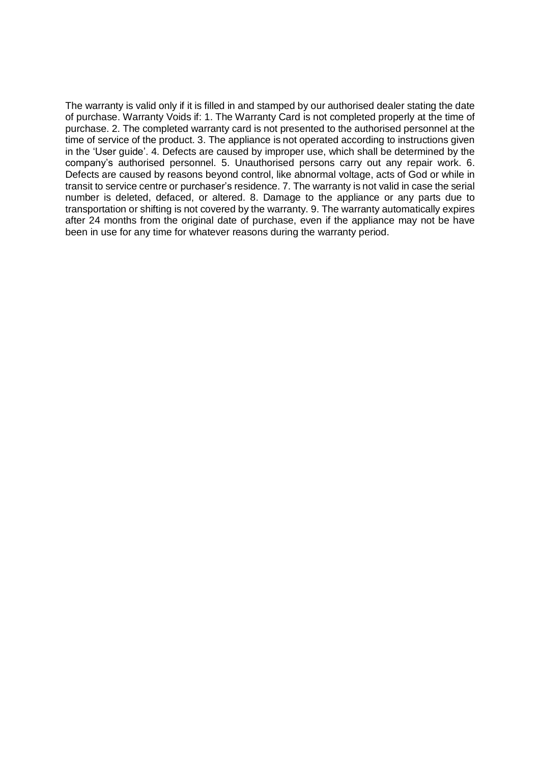The warranty is valid only if it is filled in and stamped by our authorised dealer stating the date of purchase. Warranty Voids if: 1. The Warranty Card is not completed properly at the time of purchase. 2. The completed warranty card is not presented to the authorised personnel at the time of service of the product. 3. The appliance is not operated according to instructions given in the 'User guide'. 4. Defects are caused by improper use, which shall be determined by the company's authorised personnel. 5. Unauthorised persons carry out any repair work. 6. Defects are caused by reasons beyond control, like abnormal voltage, acts of God or while in transit to service centre or purchaser's residence. 7. The warranty is not valid in case the serial number is deleted, defaced, or altered. 8. Damage to the appliance or any parts due to transportation or shifting is not covered by the warranty. 9. The warranty automatically expires after 24 months from the original date of purchase, even if the appliance may not be have been in use for any time for whatever reasons during the warranty period.